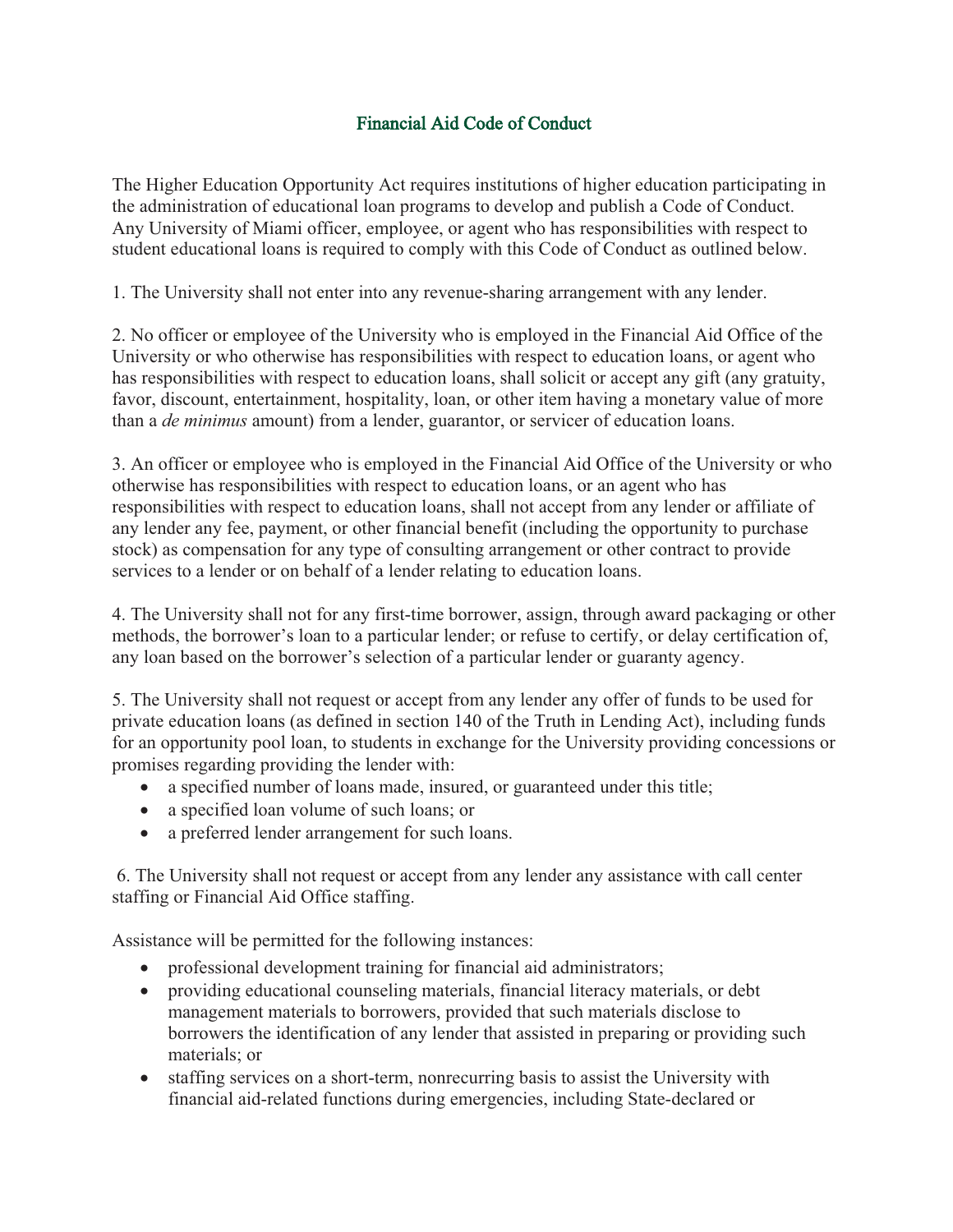# Financial Aid Code of Conduct

The Higher Education Opportunity Act requires institutions of higher education participating in the administration of educational loan programs to develop and publish a Code of Conduct. Any University of Miami officer, employee, or agent who has responsibilities with respect to student educational loans is required to comply with this Code of Conduct as outlined below.

1. The University shall not enter into any revenue-sharing arrangement with any lender.

2. No officer or employee of the University who is employed in the Financial Aid Office of the University or who otherwise has responsibilities with respect to education loans, or agent who has responsibilities with respect to education loans, shall solicit or accept any gift (any gratuity, favor, discount, entertainment, hospitality, loan, or other item having a monetary value of more than a *de minimus* amount) from a lender, guarantor, or servicer of education loans.

3. An officer or employee who is employed in the Financial Aid Office of the University or who otherwise has responsibilities with respect to education loans, or an agent who has responsibilities with respect to education loans, shall not accept from any lender or affiliate of any lender any fee, payment, or other financial benefit (including the opportunity to purchase stock) as compensation for any type of consulting arrangement or other contract to provide services to a lender or on behalf of a lender relating to education loans.

4. The University shall not for any first-time borrower, assign, through award packaging or other methods, the borrower's loan to a particular lender; or refuse to certify, or delay certification of, any loan based on the borrower's selection of a particular lender or guaranty agency.

5. The University shall not request or accept from any lender any offer of funds to be used for private education loans (as defined in section 140 of the Truth in Lending Act), including funds for an opportunity pool loan, to students in exchange for the University providing concessions or promises regarding providing the lender with:

- a specified number of loans made, insured, or guaranteed under this title;
- a specified loan volume of such loans; or
- a preferred lender arrangement for such loans.

6. The University shall not request or accept from any lender any assistance with call center staffing or Financial Aid Office staffing.

Assistance will be permitted for the following instances:

- professional development training for financial aid administrators;
- providing educational counseling materials, financial literacy materials, or debt management materials to borrowers, provided that such materials disclose to borrowers the identification of any lender that assisted in preparing or providing such materials; or
- staffing services on a short-term, nonrecurring basis to assist the University with financial aid-related functions during emergencies, including State-declared or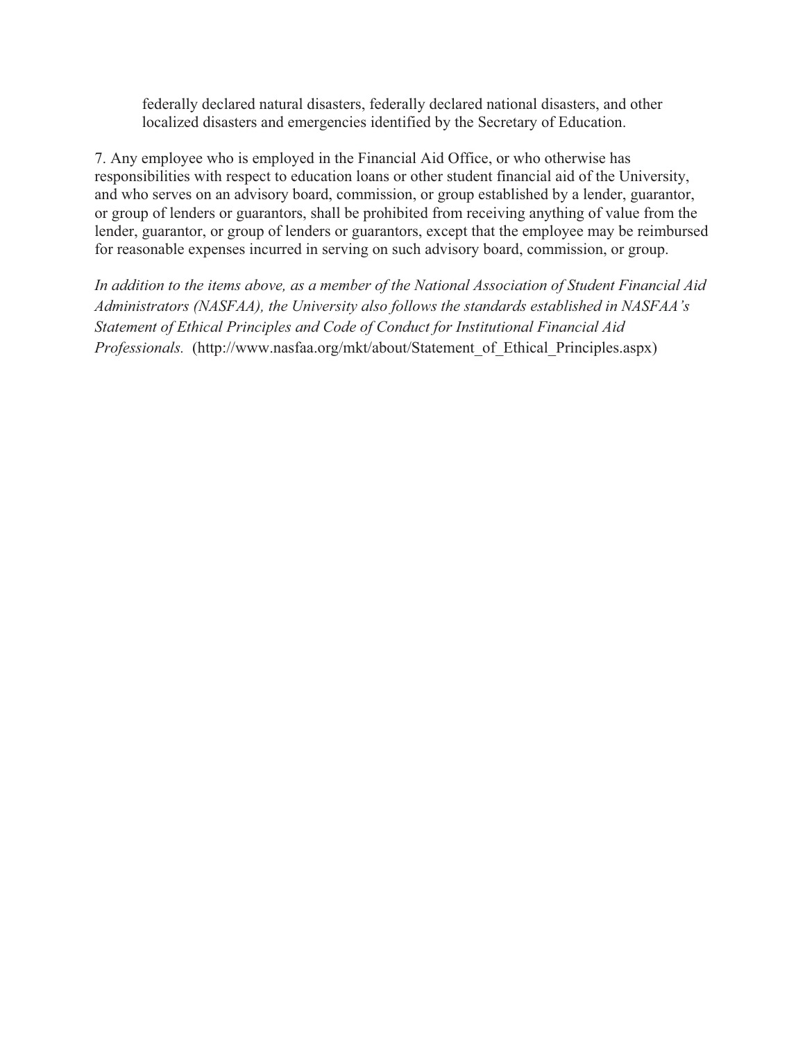federally declared natural disasters, federally declared national disasters, and other localized disasters and emergencies identified by the Secretary of Education.

7. Any employee who is employed in the Financial Aid Office, or who otherwise has responsibilities with respect to education loans or other student financial aid of the University, and who serves on an advisory board, commission, or group established by a lender, guarantor, or group of lenders or guarantors, shall be prohibited from receiving anything of value from the lender, guarantor, or group of lenders or guarantors, except that the employee may be reimbursed for reasonable expenses incurred in serving on such advisory board, commission, or group.

*In addition to the items above, as a member of the National Association of Student Financial Aid Administrators (NASFAA), the University also follows the standards established in NASFAA's Statement of Ethical Principles and Code of Conduct for Institutional Financial Aid Professionals.* (http://www.nasfaa.org/mkt/about/Statement_of_Ethical_Principles.aspx)